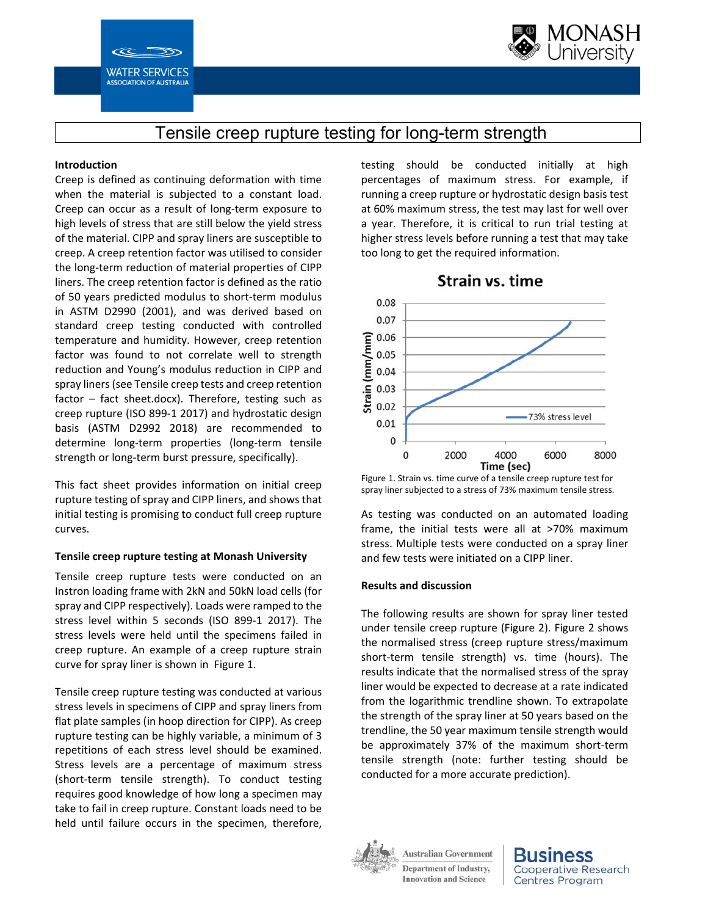# Tensile creep rupture testing for long-term strength

### Introduction

Creep is defined as continuing deformation with time when the material is subjected to a constant load. Creep can occur as a result of long-term exposure to high levels of stress that are still below the yield stress of the material. CIPP and spray liners are susceptible to creep. A creep retention factor was utilised to consider the long-term reduction of material properties of CIPP liners. The creep retention factor is defined as the ratio of 50 years predicted modulus to short-term modulus in ASTM D2990 (2001), and was derived based on standard creep testing conducted with controlled temperature and humidity. However, creep retention factor was found to not correlate well to strength reduction and Young's modulus reduction in CIPP and spray liners (see Tensile creep tests and creep retention factor – fact sheet.docx). Therefore, testing such as creep rupture (ISO 899-1 2017) and hydrostatic design basis (ASTM D2992 2018) are recommended to determine long-term properties (long-term tensile strength or long-term burst pressure, specifically).

This fact sheet provides information on initial creep rupture testing of spray and CIPP liners, and shows that initial testing is promising to conduct full creep rupture curves.

### Tensile creep rupture testing at Monash University

Tensile creep rupture tests were conducted on an Instron loading frame with 2kN and 50kN load cells (for spray and CIPP respectively). Loads were ramped to the stress level within 5 seconds (ISO 899-1 2017). The stress levels were held until the specimens failed in creep rupture. An example of a creep rupture strain curve for spray liner is shown in Figure 1.

Tensile creep rupture testing was conducted at various stress levels in specimens of CIPP and spray liners from flat plate samples (in hoop direction for CIPP). As creep rupture testing can be highly variable, a minimum of 3 repetitions of each stress level should be examined. Stress levels are a percentage of maximum stress (short-term tensile strength). To conduct testing requires good knowledge of how long a specimen may take to fail in creep rupture. Constant loads need to be held until failure occurs in the specimen, therefore, testing should be conducted initially at high percentages of maximum stress. For example, if running a creep rupture or hydrostatic design basis test at 60% maximum stress, the test may last for well over a year. Therefore, it is critical to run trial testing at higher stress levels before running a test that may take too long to get the required information.

Figure 1. Strain vs. time curve of a tensile creep rupture test for spray liner subjected to a stress of 73% maximum tensile stress.

As testing was conducted on an automated loading frame, the initial tests were all at >70% maximum stress. Multiple tests were conducted on a spray liner and few tests were initiated on a CIPP liner.

### Results and discussion

The following results are shown for spray liner tested under tensile creep rupture (Figure 2). Figure 2 shows the normalised stress (creep rupture stress/maximum short-term tensile strength) vs. time (hours). The results indicate that the normalised stress of the spray liner would be expected to decrease at a rate indicated from the logarithmic trendline shown. To extrapolate the strength of the spray liner at 50 years based on the trendline, the 50 year maximum tensile strength would be approximately 37% of the maximum short-term tensile strength (note: further testing should be conducted for a more accurate prediction).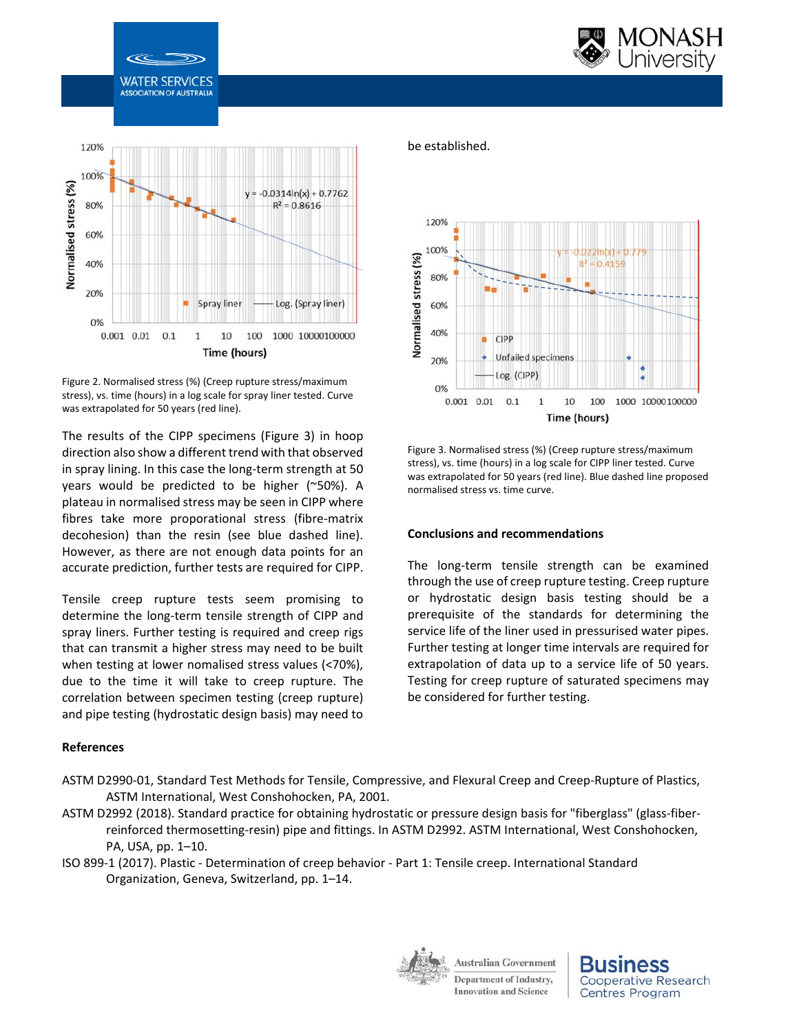120%
100%
80%
60%
40%
20%
0%
0.001 0.01 0.1 1 10 100 1000 10000100000
Normalised stress (%)
Time (hours)
$y = -0.0314\ln(x) + 0.7762$
$R^2 = 0.8616$
Spray liner
Log. (Spray liner)

Figure 2. Normalised stress (%) (Creep rupture stress/maximum stress), vs. time (hours) in a log scale for spray liner tested. Curve was extrapolated for 50 years (red line).

The results of the CIPP specimens (Figure 3) in hoop direction also show a different trend with that observed in spray lining. In this case the long-term strength at 50 years would be predicted to be higher (~50%). A plateau in normalised stress may be seen in CIPP where fibres take more proporational stress (fibre-matrix decohesion) than the resin (see blue dashed line). However, as there are not enough data points for an accurate prediction, further tests are required for CIPP.

Tensile creep rupture tests seem promising to determine the long-term tensile strength of CIPP and spray liners. Further testing is required and creep rigs that can transmit a higher stress may need to be built when testing at lower nomalised stress values (<70%), due to the time it will take to creep rupture. The correlation between specimen testing (creep rupture) and pipe testing (hydrostatic design basis) may need to be established.

120%
100%
80%
60%
40%
20%
0%
0.001 0.01 0.1 1 10 100 1000 10000100000
Normalised stress (%)
Time (hours)
$y = -0.022\ln(x) + 0.779$
$R^2 = 0.4159$
CIPP
Unfailed specimens
Log. (CIPP)

Figure 3. Normalised stress (%) (Creep rupture stress/maximum stress), vs. time (hours) in a log scale for CIPP liner tested. Curve was extrapolated for 50 years (red line). Blue dashed line proposed normalised stress vs. time curve.

**Conclusions and recommendations**

The long-term tensile strength can be examined through the use of creep rupture testing. Creep rupture or hydrostatic design basis testing should be a prerequisite of the standards for determining the service life of the liner used in pressurised water pipes. Further testing at longer time intervals are required for extrapolation of data up to a service life of 50 years. Testing for creep rupture of saturated specimens may be considered for further testing.

**References**

ASTM D2990-01, Standard Test Methods for Tensile, Compressive, and Flexural Creep and Creep-Rupture of Plastics, ASTM International, West Conshohocken, PA, 2001.

ASTM D2992 (2018). Standard practice for obtaining hydrostatic or pressure design basis for "fiberglass" (glass-fiber-reinforced thermosetting-resin) pipe and fittings. In ASTM D2992. ASTM International, West Conshohocken, PA, USA, pp. 1–10.

ISO 899-1 (2017). Plastic - Determination of creep behavior - Part 1: Tensile creep. International Standard Organization, Geneva, Switzerland, pp. 1–14.